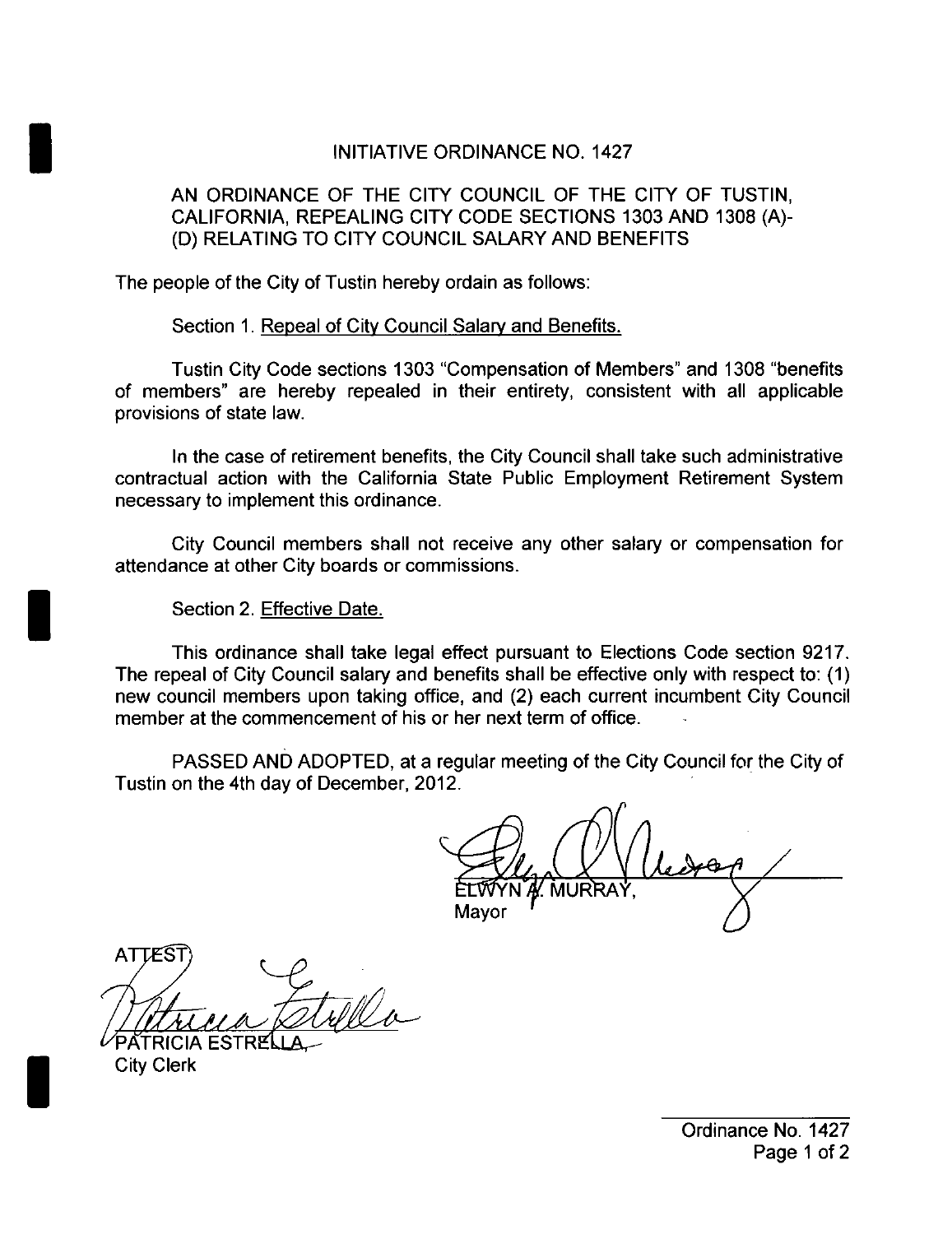# INITIATIVE ORDINANCE NO. 1427

AN ORDINANCE OF THE CITY COUNCIL OF THE CITY OF TUSTIN, CALIFORNIA, REPEALING CITY CODE SECTIONS 1303 AND 1308 (A)-(D) RELATING TO CITY COUNCIL SALARY AND BENEFITS

The people of the City of Tustin hereby ordain as follows:

Section 1. Repeal of City Council Salary and Benefits.

Tustin City Code sections 1303 "Compensation of Members" and 1308 "benefits of members" are hereby repealed in their entirety, consistent with all applicable provisions of state law.

In the case of retirement benefits, the City Council shall take such administrative contractual action with the California State Public Employment Retirement System necessary to implement this ordinance.

City Council members shall not receive any other salary or compensation for attendance at other City boards or commissions.

Section 2. Effective Date.

This ordinance shall take legal effect pursuant to Elections Code section 9217. The repeal of City Council salary and benefits shall be effective only with respect to: (1) new council members upon taking office, and (2) each current incumbent City Council member at the commencement of his or her next term of office.

PASSED AND ADOPTED, at a regular meeting of the City Council for the City of Tustin on the 4th day of December, 2012.

ELWYN A. MURRAY,
Mayor

ATTEST:

PATRICIA ESTRELLA,
City Clerk

Ordinance No. 1427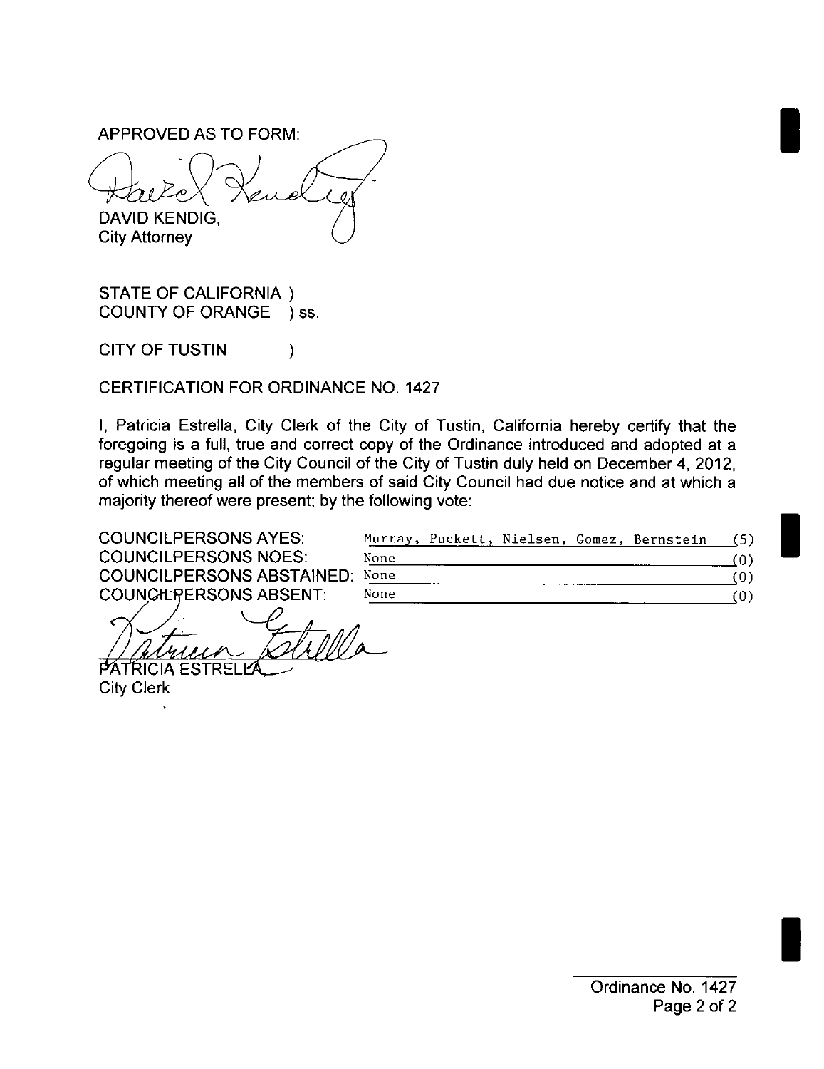APPROVED AS TO FORM:

DAVID KENDIG,
City Attorney

STATE OF CALIFORNIA )
COUNTY OF ORANGE ) ss.

CITY OF TUSTIN )

CERTIFICATION FOR ORDINANCE NO. 1427

I, Patricia Estrella, City Clerk of the City of Tustin, California hereby certify that the foregoing is a full, true and correct copy of the Ordinance introduced and adopted at a regular meeting of the City Council of the City of Tustin duly held on December 4, 2012, of which meeting all of the members of said City Council had due notice and at which a majority thereof were present; by the following vote:

| | | |
|---|---|---|
| COUNCILPERSONS AYES: | Murray, Puckett, Nielsen, Gomez, Bernstein | (5) |
| COUNCILPERSONS NOES: | None | (0) |
| COUNCILPERSONS ABSTAINED: | None | (0) |
| COUNCILPERSONS ABSENT: | None | (0) |

PATRICIA ESTRELLA,
City Clerk

Ordinance No. 1427